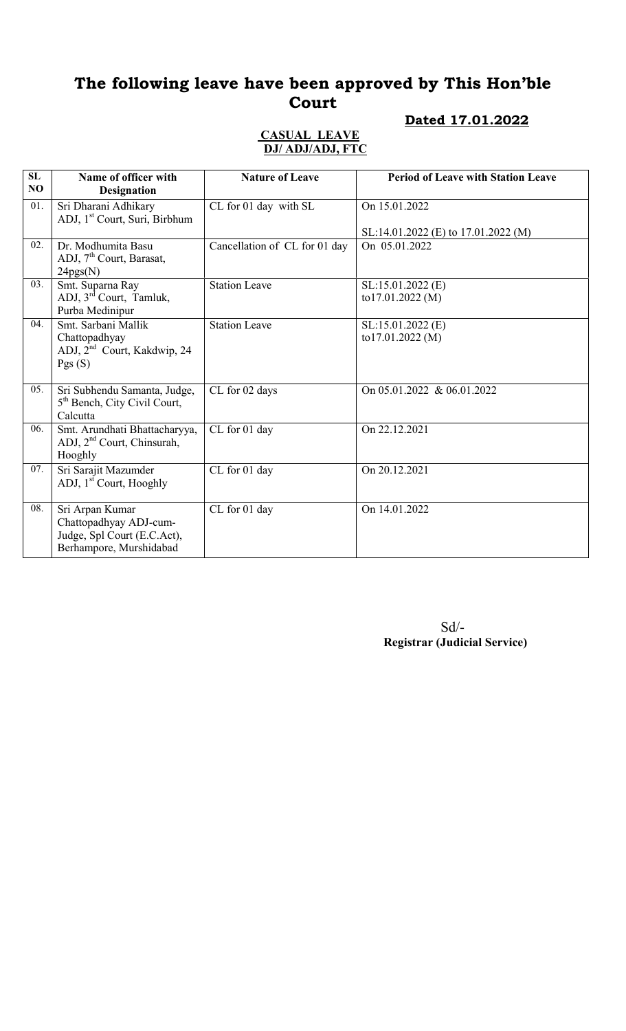# The following leave have been approved by This Hon'ble Court

**Dated 17.01.2022**

**CASUAL LEAVE**
**DJ/ ADJ/ADJ, FTC**

| SL NO | Name of officer with Designation | Nature of Leave | Period of Leave with Station Leave |
|---|---|---|---|
| 01. | Sri Dharani Adhikary ADJ, 1st Court, Suri, Birbhum | CL for 01 day with SL | On 15.01.2022<br><br>SL:14.01.2022 (E) to 17.01.2022 (M) |
| 02. | Dr. Modhumita Basu ADJ, 7th Court, Barasat, 24pgs(N) | Cancellation of CL for 01 day | On 05.01.2022 |
| 03. | Smt. Suparna Ray ADJ, 3rd Court, Tamluk, Purba Medinipur | Station Leave | SL:15.01.2022 (E) to17.01.2022 (M) |
| 04. | Smt. Sarbani Mallik Chattopadhyay ADJ, 2nd Court, Kakdwip, 24 Pgs (S) | Station Leave | SL:15.01.2022 (E) to17.01.2022 (M) |
| 05. | Sri Subhendu Samanta, Judge, 5th Bench, City Civil Court, Calcutta | CL for 02 days | On 05.01.2022 & 06.01.2022 |
| 06. | Smt. Arundhati Bhattacharyya, ADJ, 2nd Court, Chinsurah, Hooghly | CL for 01 day | On 22.12.2021 |
| 07. | Sri Sarajit Mazumder ADJ, 1st Court, Hooghly | CL for 01 day | On 20.12.2021 |
| 08. | Sri Arpan Kumar Chattopadhyay ADJ-cum-Judge, Spl Court (E.C.Act), Berhampore, Murshidabad | CL for 01 day | On 14.01.2022 |

Sd/-
**Registrar (Judicial Service)**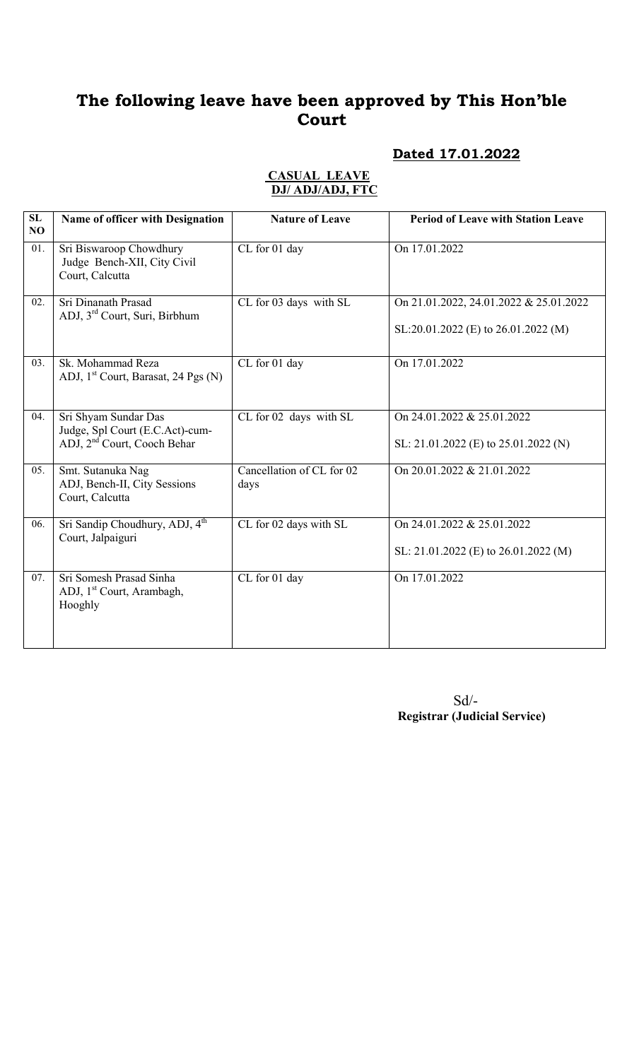# The following leave have been approved by This Hon'ble Court

**Dated 17.01.2022**

**CASUAL LEAVE**
**DJ/ ADJ/ADJ, FTC**

| SL NO | Name of officer with Designation | Nature of Leave | Period of Leave with Station Leave |
|---|---|---|---|
| 01. | Sri Biswaroop Chowdhury<br>Judge Bench-XII, City Civil Court, Calcutta | CL for 01 day | On 17.01.2022 |
| 02. | Sri Dinanath Prasad<br>ADJ, 3rd Court, Suri, Birbhum | CL for 03 days with SL | On 21.01.2022, 24.01.2022 & 25.01.2022<br><br>SL:20.01.2022 (E) to 26.01.2022 (M) |
| 03. | Sk. Mohammad Reza<br>ADJ, 1st Court, Barasat, 24 Pgs (N) | CL for 01 day | On 17.01.2022 |
| 04. | Sri Shyam Sundar Das<br>Judge, Spl Court (E.C.Act)-cum-ADJ, 2nd Court, Cooch Behar | CL for 02 days with SL | On 24.01.2022 & 25.01.2022<br><br>SL: 21.01.2022 (E) to 25.01.2022 (N) |
| 05. | Smt. Sutanuka Nag<br>ADJ, Bench-II, City Sessions Court, Calcutta | Cancellation of CL for 02 days | On 20.01.2022 & 21.01.2022 |
| 06. | Sri Sandip Choudhury, ADJ, 4th Court, Jalpaiguri | CL for 02 days with SL | On 24.01.2022 & 25.01.2022<br><br>SL: 21.01.2022 (E) to 26.01.2022 (M) |
| 07. | Sri Somesh Prasad Sinha<br>ADJ, 1st Court, Arambagh, Hooghly | CL for 01 day | On 17.01.2022 |

Sd/-
**Registrar (Judicial Service)**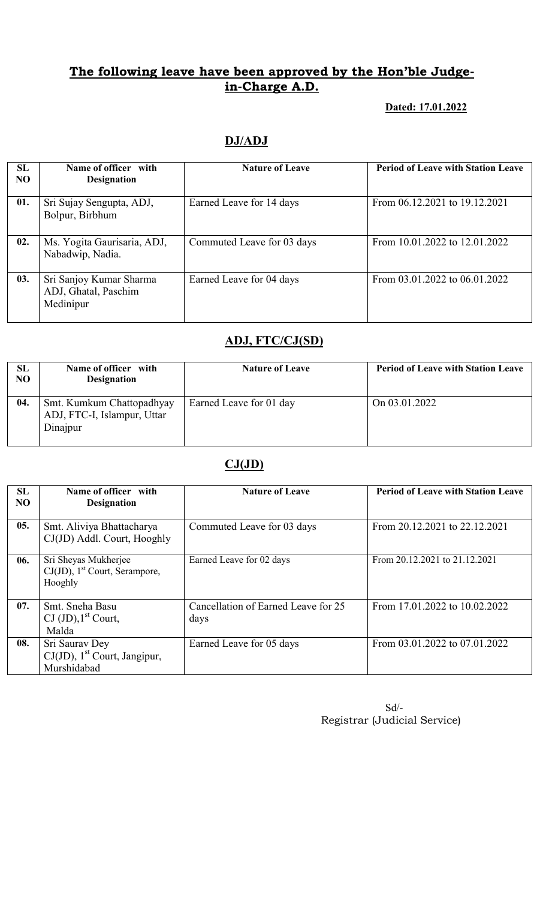## The following leave have been approved by the Hon'ble Judge-in-Charge A.D.

**Dated: 17.01.2022**

## DJ/ADJ

| SL NO | Name of officer with Designation | Nature of Leave | Period of Leave with Station Leave |
|---|---|---|---|
| 01. | Sri Sujay Sengupta, ADJ, Bolpur, Birbhum | Earned Leave for 14 days | From 06.12.2021 to 19.12.2021 |
| 02. | Ms. Yogita Gaurisaria, ADJ, Nabadwip, Nadia. | Commuted Leave for 03 days | From 10.01.2022 to 12.01.2022 |
| 03. | Sri Sanjoy Kumar Sharma ADJ, Ghatal, Paschim Medinipur | Earned Leave for 04 days | From 03.01.2022 to 06.01.2022 |

## ADJ, FTC/CJ(SD)

| SL NO | Name of officer with Designation | Nature of Leave | Period of Leave with Station Leave |
|---|---|---|---|
| 04. | Smt. Kumkum Chattopadhyay ADJ, FTC-I, Islampur, Uttar Dinajpur | Earned Leave for 01 day | On 03.01.2022 |

## CJ(JD)

| SL NO | Name of officer with Designation | Nature of Leave | Period of Leave with Station Leave |
|---|---|---|---|
| 05. | Smt. Aliviya Bhattacharya CJ(JD) Addl. Court, Hooghly | Commuted Leave for 03 days | From 20.12.2021 to 22.12.2021 |
| 06. | Sri Sheyas Mukherjee CJ(JD), 1st Court, Serampore, Hooghly | Earned Leave for 02 days | From 20.12.2021 to 21.12.2021 |
| 07. | Smt. Sneha Basu CJ (JD), 1st Court, Malda | Cancellation of Earned Leave for 25 days | From 17.01.2022 to 10.02.2022 |
| 08. | Sri Saurav Dey CJ(JD), 1st Court, Jangipur, Murshidabad | Earned Leave for 05 days | From 03.01.2022 to 07.01.2022 |

Sd/-
Registrar (Judicial Service)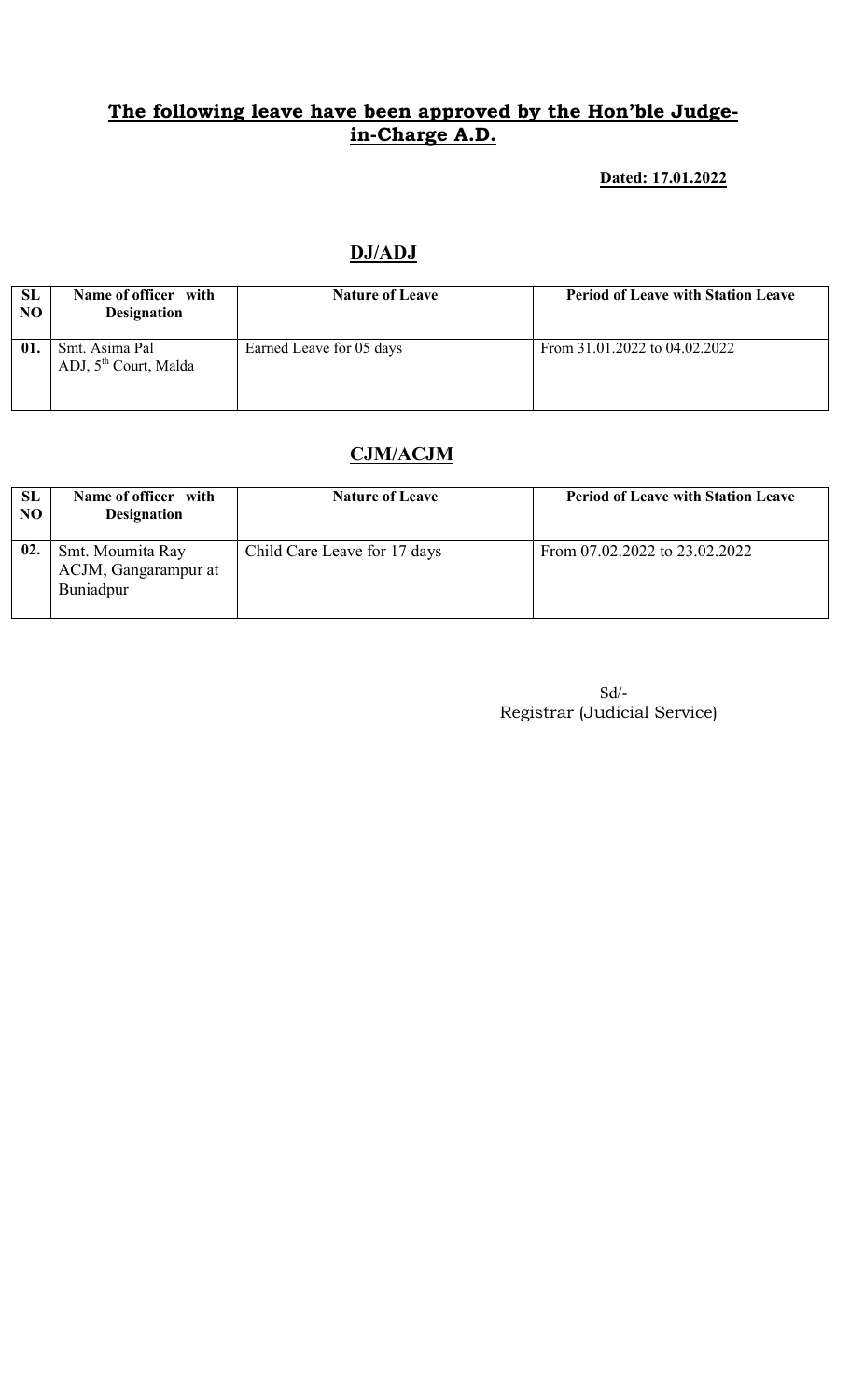## The following leave have been approved by the Hon'ble Judge-in-Charge A.D.

**Dated: 17.01.2022**

### DJ/ADJ

| SL NO | Name of officer with Designation | Nature of Leave | Period of Leave with Station Leave |
|---|---|---|---|
| 01. | Smt. Asima Pal ADJ, 5th Court, Malda | Earned Leave for 05 days | From 31.01.2022 to 04.02.2022 |

### CJM/ACJM

| SL NO | Name of officer with Designation | Nature of Leave | Period of Leave with Station Leave |
|---|---|---|---|
| 02. | Smt. Moumita Ray ACJM, Gangarampur at Buniadpur | Child Care Leave for 17 days | From 07.02.2022 to 23.02.2022 |

Sd/-
Registrar (Judicial Service)